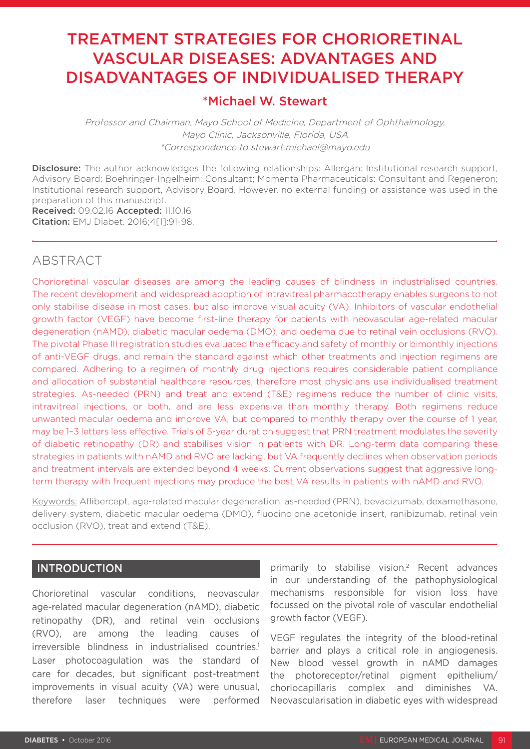# TREATMENT STRATEGIES FOR CHORIORETINAL VASCULAR DISEASES: ADVANTAGES AND DISADVANTAGES OF INDIVIDUALISED THERAPY

## *Michael W. Stewart

*Professor and Chairman, Mayo School of Medicine, Department of Ophthalmology, Mayo Clinic, Jacksonville, Florida, USA*
*\*Correspondence to stewart.michael@mayo.edu*

**Disclosure:** The author acknowledges the following relationships: Allergan: Institutional research support, Advisory Board; Boehringer-Ingelheim: Consultant; Momenta Pharmaceuticals: Consultant and Regeneron; Institutional research support, Advisory Board. However, no external funding or assistance was used in the preparation of this manuscript.
**Received:** 09.02.16 **Accepted:** 11.10.16
**Citation:** EMJ Diabet. 2016;4[1]:91-98.

## ABSTRACT

Chorioretinal vascular diseases are among the leading causes of blindness in industrialised countries. The recent development and widespread adoption of intravitreal pharmacotherapy enables surgeons to not only stabilise disease in most cases, but also improve visual acuity (VA). Inhibitors of vascular endothelial growth factor (VEGF) have become first-line therapy for patients with neovascular age-related macular degeneration (nAMD), diabetic macular oedema (DMO), and oedema due to retinal vein occlusions (RVO). The pivotal Phase III registration studies evaluated the efficacy and safety of monthly or bimonthly injections of anti-VEGF drugs, and remain the standard against which other treatments and injection regimens are compared. Adhering to a regimen of monthly drug injections requires considerable patient compliance and allocation of substantial healthcare resources, therefore most physicians use individualised treatment strategies. As-needed (PRN) and treat and extend (T&E) regimens reduce the number of clinic visits, intravitreal injections, or both, and are less expensive than monthly therapy. Both regimens reduce unwanted macular oedema and improve VA, but compared to monthly therapy over the course of 1 year, may be 1–3 letters less effective. Trials of 5-year duration suggest that PRN treatment modulates the severity of diabetic retinopathy (DR) and stabilises vision in patients with DR. Long-term data comparing these strategies in patients with nAMD and RVO are lacking, but VA frequently declines when observation periods and treatment intervals are extended beyond 4 weeks. Current observations suggest that aggressive long-term therapy with frequent injections may produce the best VA results in patients with nAMD and RVO.

Keywords: Aflibercept, age-related macular degeneration, as-needed (PRN), bevacizumab, dexamethasone, delivery system, diabetic macular oedema (DMO), fluocinolone acetonide insert, ranibizumab, retinal vein occlusion (RVO), treat and extend (T&E).

## INTRODUCTION

Chorioretinal vascular conditions, neovascular age-related macular degeneration (nAMD), diabetic retinopathy (DR), and retinal vein occlusions (RVO), are among the leading causes of irreversible blindness in industrialised countries.[1] Laser photocoagulation was the standard of care for decades, but significant post-treatment improvements in visual acuity (VA) were unusual, therefore laser techniques were performed primarily to stabilise vision.[2] Recent advances in our understanding of the pathophysiological mechanisms responsible for vision loss have focussed on the pivotal role of vascular endothelial growth factor (VEGF).

VEGF regulates the integrity of the blood-retinal barrier and plays a critical role in angiogenesis. New blood vessel growth in nAMD damages the photoreceptor/retinal pigment epithelium/choriocapillaris complex and diminishes VA. Neovascularisation in diabetic eyes with widespread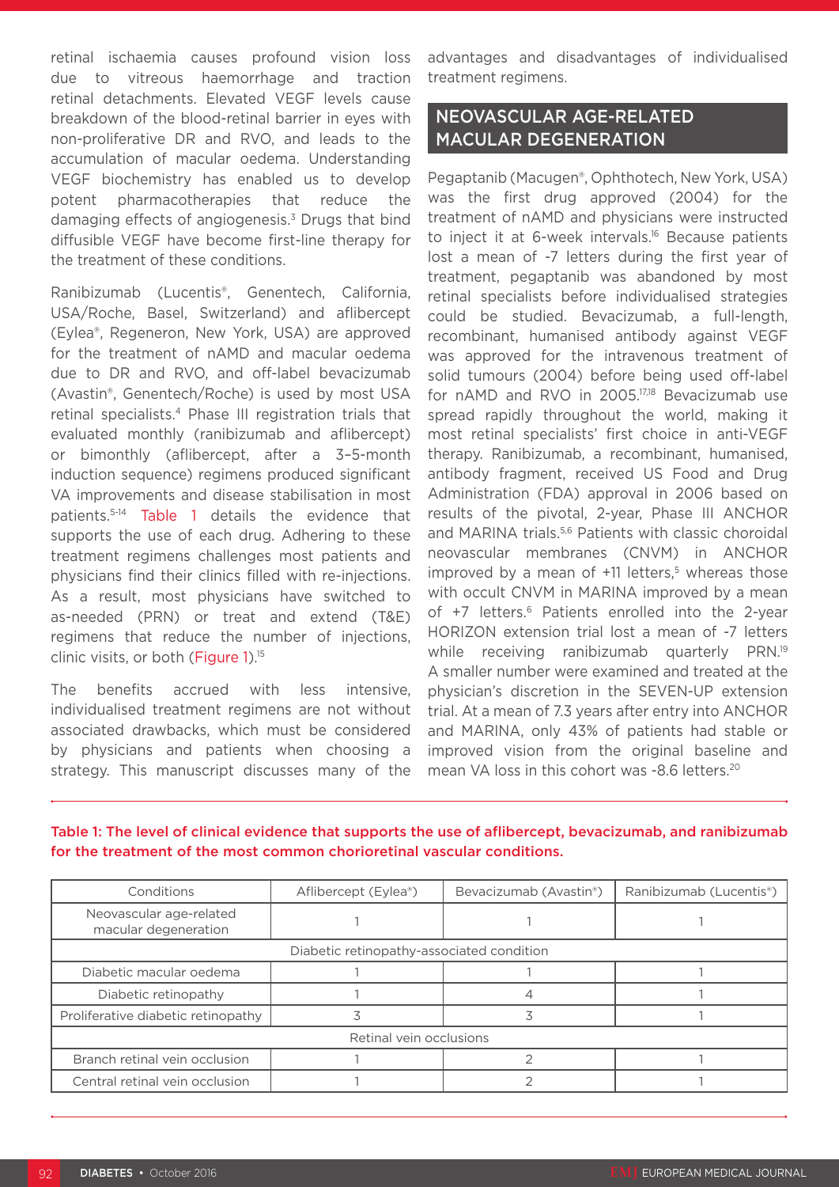retinal ischaemia causes profound vision loss due to vitreous haemorrhage and traction retinal detachments. Elevated VEGF levels cause breakdown of the blood-retinal barrier in eyes with non-proliferative DR and RVO, and leads to the accumulation of macular oedema. Understanding VEGF biochemistry has enabled us to develop potent pharmacotherapies that reduce the damaging effects of angiogenesis.[3] Drugs that bind diffusible VEGF have become first-line therapy for the treatment of these conditions.

Ranibizumab (Lucentis®, Genentech, California, USA/Roche, Basel, Switzerland) and aflibercept (Eylea®, Regeneron, New York, USA) are approved for the treatment of nAMD and macular oedema due to DR and RVO, and off-label bevacizumab (Avastin®, Genentech/Roche) is used by most USA retinal specialists.[4] Phase III registration trials that evaluated monthly (ranibizumab and aflibercept) or bimonthly (aflibercept, after a 3–5-month induction sequence) regimens produced significant VA improvements and disease stabilisation in most patients.[5-14] Table 1 details the evidence that supports the use of each drug. Adhering to these treatment regimens challenges most patients and physicians find their clinics filled with re-injections. As a result, most physicians have switched to as-needed (PRN) or treat and extend (T&E) regimens that reduce the number of injections, clinic visits, or both (Figure 1).[15]

The benefits accrued with less intensive, individualised treatment regimens are not without associated drawbacks, which must be considered by physicians and patients when choosing a strategy. This manuscript discusses many of the advantages and disadvantages of individualised treatment regimens.

## NEOVASCULAR AGE-RELATED MACULAR DEGENERATION

Pegaptanib (Macugen®, Ophthotech, New York, USA) was the first drug approved (2004) for the treatment of nAMD and physicians were instructed to inject it at 6-week intervals.[16] Because patients lost a mean of -7 letters during the first year of treatment, pegaptanib was abandoned by most retinal specialists before individualised strategies could be studied. Bevacizumab, a full-length, recombinant, humanised antibody against VEGF was approved for the intravenous treatment of solid tumours (2004) before being used off-label for nAMD and RVO in 2005.[17,18] Bevacizumab use spread rapidly throughout the world, making it most retinal specialists' first choice in anti-VEGF therapy. Ranibizumab, a recombinant, humanised, antibody fragment, received US Food and Drug Administration (FDA) approval in 2006 based on results of the pivotal, 2-year, Phase III ANCHOR and MARINA trials.[5,6] Patients with classic choroidal neovascular membranes (CNVM) in ANCHOR improved by a mean of +11 letters,[5] whereas those with occult CNVM in MARINA improved by a mean of +7 letters.[6] Patients enrolled into the 2-year HORIZON extension trial lost a mean of -7 letters while receiving ranibizumab quarterly PRN.[19] A smaller number were examined and treated at the physician's discretion in the SEVEN-UP extension trial. At a mean of 7.3 years after entry into ANCHOR and MARINA, only 43% of patients had stable or improved vision from the original baseline and mean VA loss in this cohort was -8.6 letters.[20]

**Table 1: The level of clinical evidence that supports the use of aflibercept, bevacizumab, and ranibizumab for the treatment of the most common chorioretinal vascular conditions.**

| Conditions | Aflibercept (Eylea®) | Bevacizumab (Avastin®) | Ranibizumab (Lucentis®) |
|---|---|---|---|
| Neovascular age-related macular degeneration | 1 | 1 | 1 |
| Diabetic retinopathy-associated condition | | | |
| Diabetic macular oedema | 1 | 1 | 1 |
| Diabetic retinopathy | 1 | 4 | 1 |
| Proliferative diabetic retinopathy | 3 | 3 | 1 |
| Retinal vein occlusions | | | |
| Branch retinal vein occlusion | 1 | 2 | 1 |
| Central retinal vein occlusion | 1 | 2 | 1 |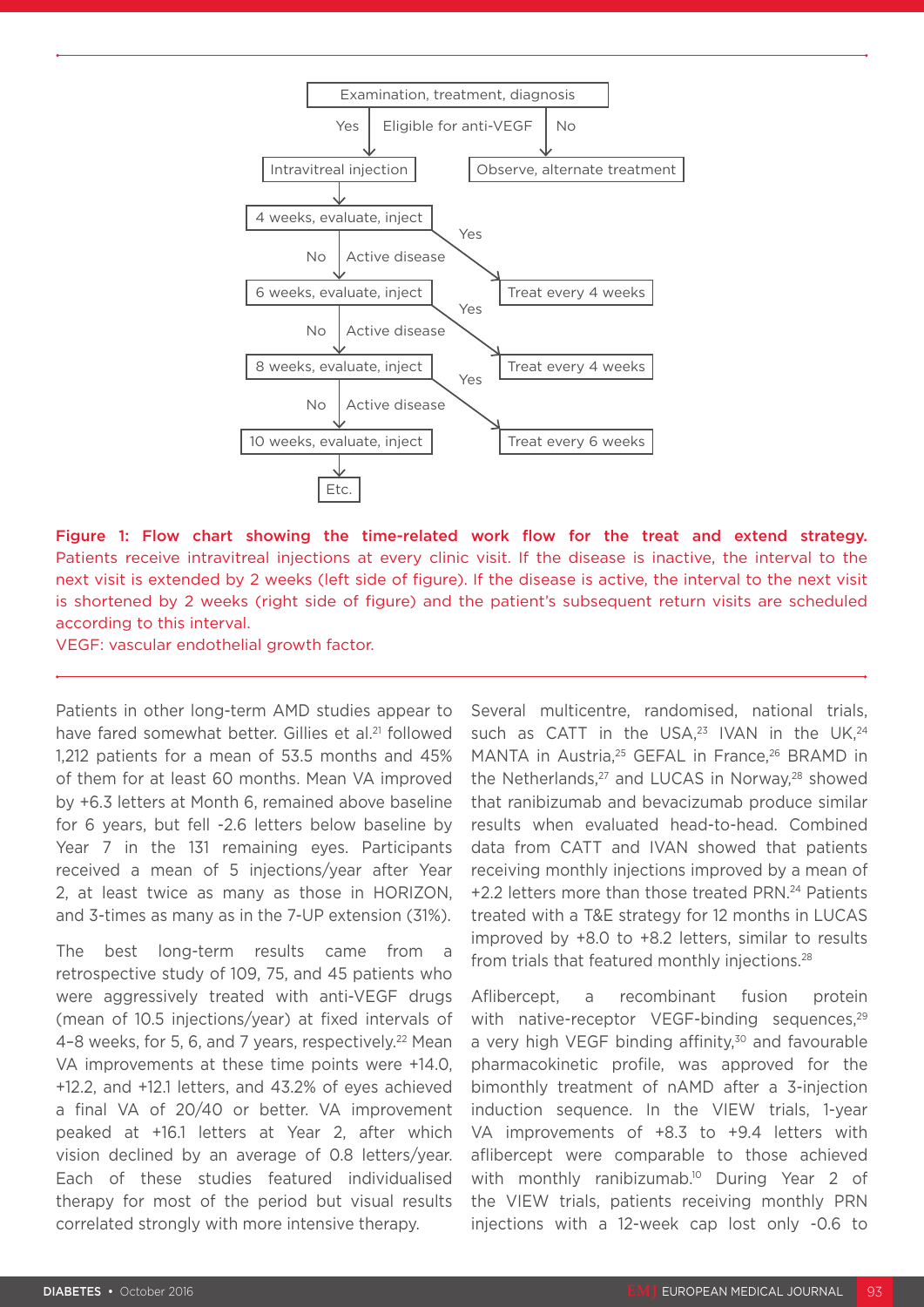Examination, treatment, diagnosis

Eligible for anti-VEGF — Yes → Intravitreal injection; No → Observe, alternate treatment

Intravitreal injection → 4 weeks, evaluate, inject

4 weeks, evaluate, inject — Active disease: Yes → Treat every 4 weeks; No → 6 weeks, evaluate, inject

6 weeks, evaluate, inject — Active disease: Yes → Treat every 4 weeks; No → 8 weeks, evaluate, inject

8 weeks, evaluate, inject — Active disease: Yes → Treat every 6 weeks; No → 10 weeks, evaluate, inject

10 weeks, evaluate, inject → Etc.

**Figure 1: Flow chart showing the time-related work flow for the treat and extend strategy.**
Patients receive intravitreal injections at every clinic visit. If the disease is inactive, the interval to the next visit is extended by 2 weeks (left side of figure). If the disease is active, the interval to the next visit is shortened by 2 weeks (right side of figure) and the patient's subsequent return visits are scheduled according to this interval.
VEGF: vascular endothelial growth factor.

Patients in other long-term AMD studies appear to have fared somewhat better. Gillies et al.[21] followed 1,212 patients for a mean of 53.5 months and 45% of them for at least 60 months. Mean VA improved by +6.3 letters at Month 6, remained above baseline for 6 years, but fell -2.6 letters below baseline by Year 7 in the 131 remaining eyes. Participants received a mean of 5 injections/year after Year 2, at least twice as many as those in HORIZON, and 3-times as many as in the 7-UP extension (31%).

The best long-term results came from a retrospective study of 109, 75, and 45 patients who were aggressively treated with anti-VEGF drugs (mean of 10.5 injections/year) at fixed intervals of 4–8 weeks, for 5, 6, and 7 years, respectively.[22] Mean VA improvements at these time points were +14.0, +12.2, and +12.1 letters, and 43.2% of eyes achieved a final VA of 20/40 or better. VA improvement peaked at +16.1 letters at Year 2, after which vision declined by an average of 0.8 letters/year. Each of these studies featured individualised therapy for most of the period but visual results correlated strongly with more intensive therapy.

Several multicentre, randomised, national trials, such as CATT in the USA,[23] IVAN in the UK,[24] MANTA in Austria,[25] GEFAL in France,[26] BRAMD in the Netherlands,[27] and LUCAS in Norway,[28] showed that ranibizumab and bevacizumab produce similar results when evaluated head-to-head. Combined data from CATT and IVAN showed that patients receiving monthly injections improved by a mean of +2.2 letters more than those treated PRN.[24] Patients treated with a T&E strategy for 12 months in LUCAS improved by +8.0 to +8.2 letters, similar to results from trials that featured monthly injections.[28]

Aflibercept, a recombinant fusion protein with native-receptor VEGF-binding sequences,[29] a very high VEGF binding affinity,[30] and favourable pharmacokinetic profile, was approved for the bimonthly treatment of nAMD after a 3-injection induction sequence. In the VIEW trials, 1-year VA improvements of +8.3 to +9.4 letters with aflibercept were comparable to those achieved with monthly ranibizumab.[10] During Year 2 of the VIEW trials, patients receiving monthly PRN injections with a 12-week cap lost only -0.6 to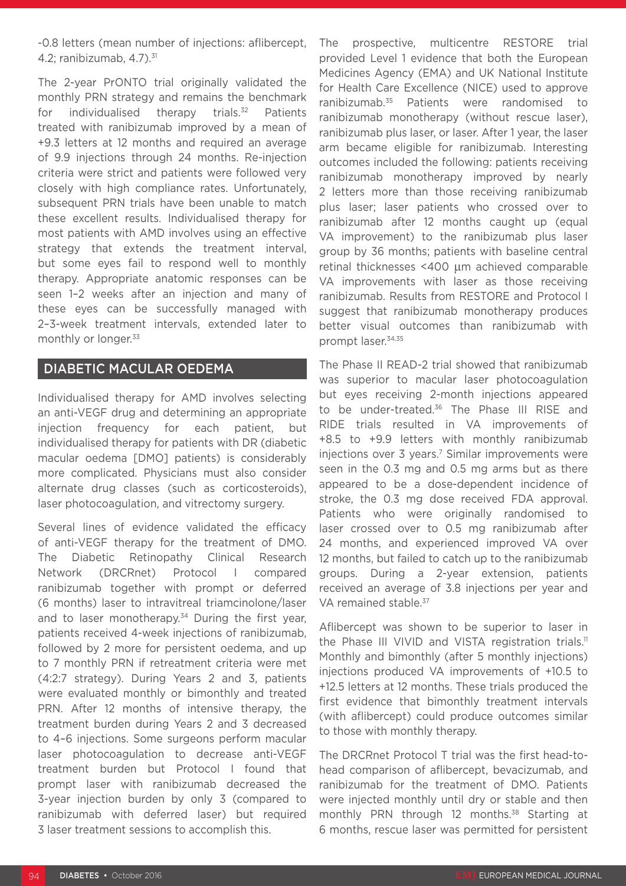-0.8 letters (mean number of injections: aflibercept, 4.2; ranibizumab, 4.7).[31]

The 2-year PrONTO trial originally validated the monthly PRN strategy and remains the benchmark for individualised therapy trials.[32] Patients treated with ranibizumab improved by a mean of +9.3 letters at 12 months and required an average of 9.9 injections through 24 months. Re-injection criteria were strict and patients were followed very closely with high compliance rates. Unfortunately, subsequent PRN trials have been unable to match these excellent results. Individualised therapy for most patients with AMD involves using an effective strategy that extends the treatment interval, but some eyes fail to respond well to monthly therapy. Appropriate anatomic responses can be seen 1–2 weeks after an injection and many of these eyes can be successfully managed with 2–3-week treatment intervals, extended later to monthly or longer.[33]

## DIABETIC MACULAR OEDEMA

Individualised therapy for AMD involves selecting an anti-VEGF drug and determining an appropriate injection frequency for each patient, but individualised therapy for patients with DR (diabetic macular oedema [DMO] patients) is considerably more complicated. Physicians must also consider alternate drug classes (such as corticosteroids), laser photocoagulation, and vitrectomy surgery.

Several lines of evidence validated the efficacy of anti-VEGF therapy for the treatment of DMO. The Diabetic Retinopathy Clinical Research Network (DRCRnet) Protocol I compared ranibizumab together with prompt or deferred (6 months) laser to intravitreal triamcinolone/laser and to laser monotherapy.[34] During the first year, patients received 4-week injections of ranibizumab, followed by 2 more for persistent oedema, and up to 7 monthly PRN if retreatment criteria were met (4:2:7 strategy). During Years 2 and 3, patients were evaluated monthly or bimonthly and treated PRN. After 12 months of intensive therapy, the treatment burden during Years 2 and 3 decreased to 4–6 injections. Some surgeons perform macular laser photocoagulation to decrease anti-VEGF treatment burden but Protocol I found that prompt laser with ranibizumab decreased the 3-year injection burden by only 3 (compared to ranibizumab with deferred laser) but required 3 laser treatment sessions to accomplish this.

The prospective, multicentre RESTORE trial provided Level 1 evidence that both the European Medicines Agency (EMA) and UK National Institute for Health Care Excellence (NICE) used to approve ranibizumab.[35] Patients were randomised to ranibizumab monotherapy (without rescue laser), ranibizumab plus laser, or laser. After 1 year, the laser arm became eligible for ranibizumab. Interesting outcomes included the following: patients receiving ranibizumab monotherapy improved by nearly 2 letters more than those receiving ranibizumab plus laser; laser patients who crossed over to ranibizumab after 12 months caught up (equal VA improvement) to the ranibizumab plus laser group by 36 months; patients with baseline central retinal thicknesses <400 μm achieved comparable VA improvements with laser as those receiving ranibizumab. Results from RESTORE and Protocol I suggest that ranibizumab monotherapy produces better visual outcomes than ranibizumab with prompt laser.[34,35]

The Phase II READ-2 trial showed that ranibizumab was superior to macular laser photocoagulation but eyes receiving 2-month injections appeared to be under-treated.[36] The Phase III RISE and RIDE trials resulted in VA improvements of +8.5 to +9.9 letters with monthly ranibizumab injections over 3 years.[7] Similar improvements were seen in the 0.3 mg and 0.5 mg arms but as there appeared to be a dose-dependent incidence of stroke, the 0.3 mg dose received FDA approval. Patients who were originally randomised to laser crossed over to 0.5 mg ranibizumab after 24 months, and experienced improved VA over 12 months, but failed to catch up to the ranibizumab groups. During a 2-year extension, patients received an average of 3.8 injections per year and VA remained stable.[37]

Aflibercept was shown to be superior to laser in the Phase III VIVID and VISTA registration trials.[11] Monthly and bimonthly (after 5 monthly injections) injections produced VA improvements of +10.5 to +12.5 letters at 12 months. These trials produced the first evidence that bimonthly treatment intervals (with aflibercept) could produce outcomes similar to those with monthly therapy.

The DRCRnet Protocol T trial was the first head-to-head comparison of aflibercept, bevacizumab, and ranibizumab for the treatment of DMO. Patients were injected monthly until dry or stable and then monthly PRN through 12 months.[38] Starting at 6 months, rescue laser was permitted for persistent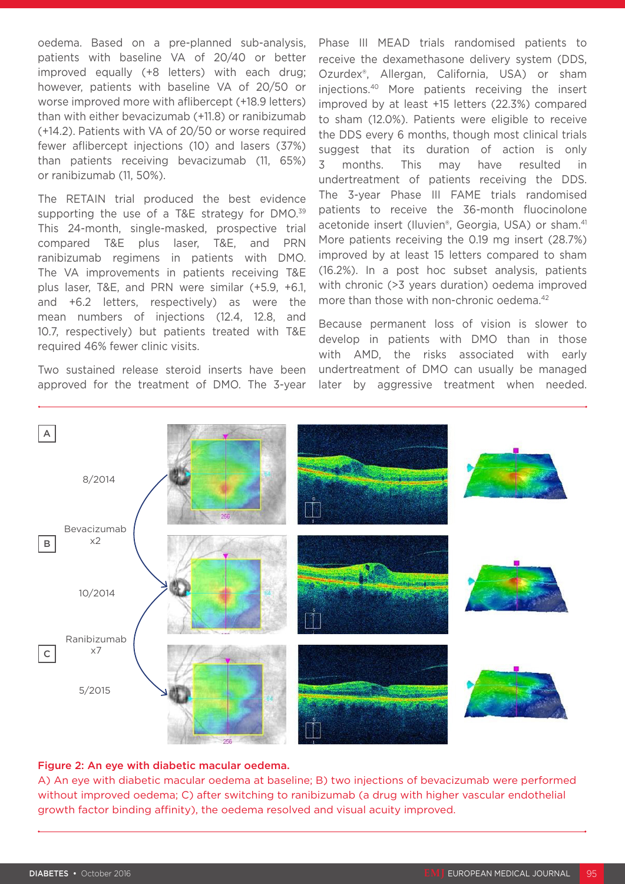oedema. Based on a pre-planned sub-analysis, patients with baseline VA of 20/40 or better improved equally (+8 letters) with each drug; however, patients with baseline VA of 20/50 or worse improved more with aflibercept (+18.9 letters) than with either bevacizumab (+11.8) or ranibizumab (+14.2). Patients with VA of 20/50 or worse required fewer aflibercept injections (10) and lasers (37%) than patients receiving bevacizumab (11, 65%) or ranibizumab (11, 50%).

The RETAIN trial produced the best evidence supporting the use of a T&E strategy for DMO.[39] This 24-month, single-masked, prospective trial compared T&E plus laser, T&E, and PRN ranibizumab regimens in patients with DMO. The VA improvements in patients receiving T&E plus laser, T&E, and PRN were similar (+5.9, +6.1, and +6.2 letters, respectively) as were the mean numbers of injections (12.4, 12.8, and 10.7, respectively) but patients treated with T&E required 46% fewer clinic visits.

Two sustained release steroid inserts have been approved for the treatment of DMO. The 3-year Phase III MEAD trials randomised patients to receive the dexamethasone delivery system (DDS, Ozurdex®, Allergan, California, USA) or sham injections.[40] More patients receiving the insert improved by at least +15 letters (22.3%) compared to sham (12.0%). Patients were eligible to receive the DDS every 6 months, though most clinical trials suggest that its duration of action is only 3 months. This may have resulted in undertreatment of patients receiving the DDS. The 3-year Phase III FAME trials randomised patients to receive the 36-month fluocinolone acetonide insert (Iluvien®, Georgia, USA) or sham.[41] More patients receiving the 0.19 mg insert (28.7%) improved by at least 15 letters compared to sham (16.2%). In a post hoc subset analysis, patients with chronic (>3 years duration) oedema improved more than those with non-chronic oedema.[42]

Because permanent loss of vision is slower to develop in patients with DMO than in those with AMD, the risks associated with early undertreatment of DMO can usually be managed later by aggressive treatment when needed.

**Figure 2: An eye with diabetic macular oedema.**
A) An eye with diabetic macular oedema at baseline; B) two injections of bevacizumab were performed without improved oedema; C) after switching to ranibizumab (a drug with higher vascular endothelial growth factor binding affinity), the oedema resolved and visual acuity improved.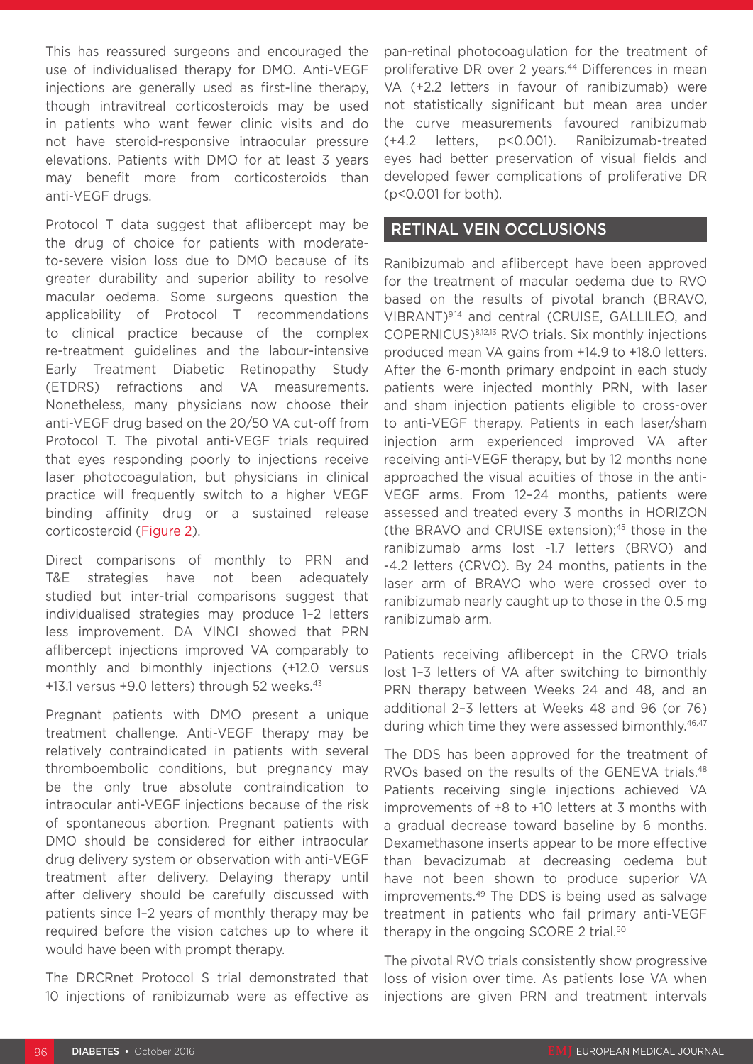This has reassured surgeons and encouraged the use of individualised therapy for DMO. Anti-VEGF injections are generally used as first-line therapy, though intravitreal corticosteroids may be used in patients who want fewer clinic visits and do not have steroid-responsive intraocular pressure elevations. Patients with DMO for at least 3 years may benefit more from corticosteroids than anti-VEGF drugs.

Protocol T data suggest that aflibercept may be the drug of choice for patients with moderate-to-severe vision loss due to DMO because of its greater durability and superior ability to resolve macular oedema. Some surgeons question the applicability of Protocol T recommendations to clinical practice because of the complex re-treatment guidelines and the labour-intensive Early Treatment Diabetic Retinopathy Study (ETDRS) refractions and VA measurements. Nonetheless, many physicians now choose their anti-VEGF drug based on the 20/50 VA cut-off from Protocol T. The pivotal anti-VEGF trials required that eyes responding poorly to injections receive laser photocoagulation, but physicians in clinical practice will frequently switch to a higher VEGF binding affinity drug or a sustained release corticosteroid (Figure 2).

Direct comparisons of monthly to PRN and T&E strategies have not been adequately studied but inter-trial comparisons suggest that individualised strategies may produce 1–2 letters less improvement. DA VINCI showed that PRN aflibercept injections improved VA comparably to monthly and bimonthly injections (+12.0 versus +13.1 versus +9.0 letters) through 52 weeks.[43]

Pregnant patients with DMO present a unique treatment challenge. Anti-VEGF therapy may be relatively contraindicated in patients with several thromboembolic conditions, but pregnancy may be the only true absolute contraindication to intraocular anti-VEGF injections because of the risk of spontaneous abortion. Pregnant patients with DMO should be considered for either intraocular drug delivery system or observation with anti-VEGF treatment after delivery. Delaying therapy until after delivery should be carefully discussed with patients since 1–2 years of monthly therapy may be required before the vision catches up to where it would have been with prompt therapy.

The DRCRnet Protocol S trial demonstrated that 10 injections of ranibizumab were as effective as pan-retinal photocoagulation for the treatment of proliferative DR over 2 years.[44] Differences in mean VA (+2.2 letters in favour of ranibizumab) were not statistically significant but mean area under the curve measurements favoured ranibizumab (+4.2 letters, $p<0.001$). Ranibizumab-treated eyes had better preservation of visual fields and developed fewer complications of proliferative DR ($p<0.001$ for both).

## RETINAL VEIN OCCLUSIONS

Ranibizumab and aflibercept have been approved for the treatment of macular oedema due to RVO based on the results of pivotal branch (BRAVO, VIBRANT)[9,14] and central (CRUISE, GALLILEO, and COPERNICUS)[8,12,13] RVO trials. Six monthly injections produced mean VA gains from +14.9 to +18.0 letters. After the 6-month primary endpoint in each study patients were injected monthly PRN, with laser and sham injection patients eligible to cross-over to anti-VEGF therapy. Patients in each laser/sham injection arm experienced improved VA after receiving anti-VEGF therapy, but by 12 months none approached the visual acuities of those in the anti-VEGF arms. From 12–24 months, patients were assessed and treated every 3 months in HORIZON (the BRAVO and CRUISE extension);[45] those in the ranibizumab arms lost -1.7 letters (BRVO) and -4.2 letters (CRVO). By 24 months, patients in the laser arm of BRAVO who were crossed over to ranibizumab nearly caught up to those in the 0.5 mg ranibizumab arm.

Patients receiving aflibercept in the CRVO trials lost 1–3 letters of VA after switching to bimonthly PRN therapy between Weeks 24 and 48, and an additional 2–3 letters at Weeks 48 and 96 (or 76) during which time they were assessed bimonthly.[46,47]

The DDS has been approved for the treatment of RVOs based on the results of the GENEVA trials.[48] Patients receiving single injections achieved VA improvements of +8 to +10 letters at 3 months with a gradual decrease toward baseline by 6 months. Dexamethasone inserts appear to be more effective than bevacizumab at decreasing oedema but have not been shown to produce superior VA improvements.[49] The DDS is being used as salvage treatment in patients who fail primary anti-VEGF therapy in the ongoing SCORE 2 trial.[50]

The pivotal RVO trials consistently show progressive loss of vision over time. As patients lose VA when injections are given PRN and treatment intervals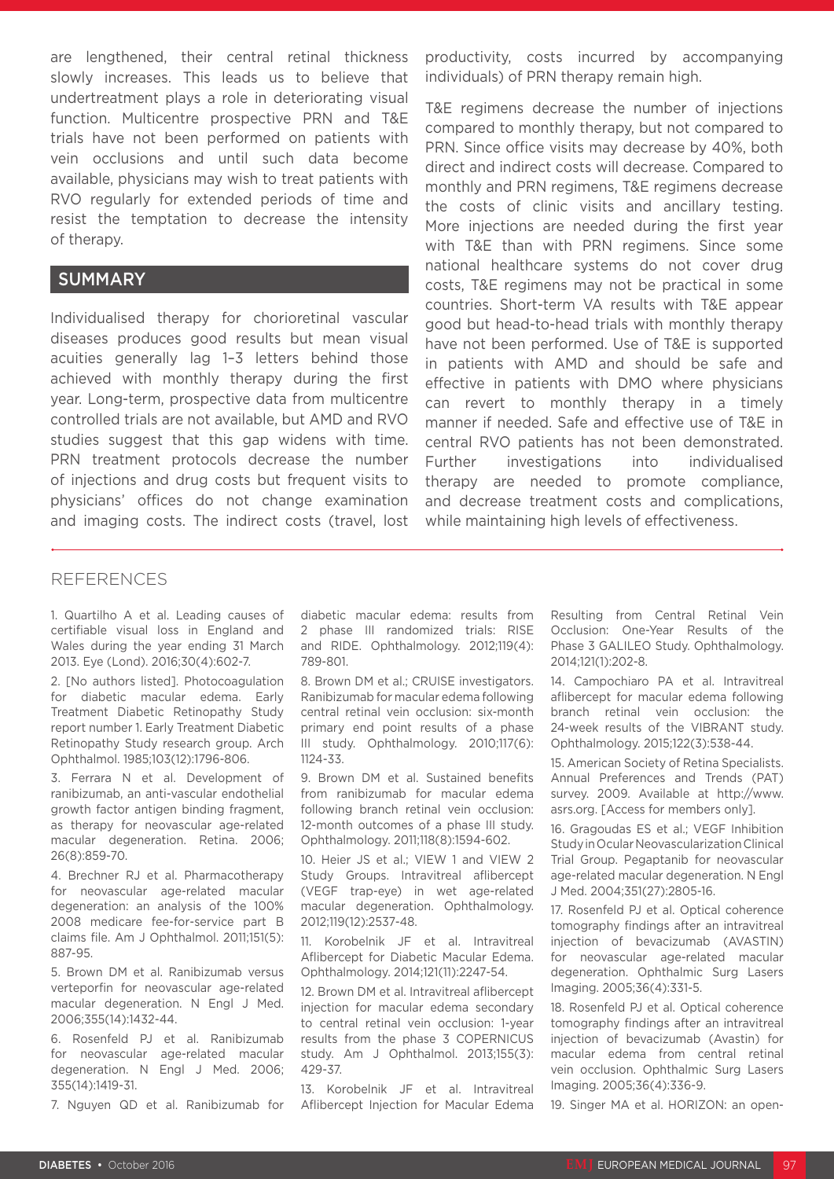are lengthened, their central retinal thickness slowly increases. This leads us to believe that undertreatment plays a role in deteriorating visual function. Multicentre prospective PRN and T&E trials have not been performed on patients with vein occlusions and until such data become available, physicians may wish to treat patients with RVO regularly for extended periods of time and resist the temptation to decrease the intensity of therapy.

## SUMMARY

Individualised therapy for chorioretinal vascular diseases produces good results but mean visual acuities generally lag 1–3 letters behind those achieved with monthly therapy during the first year. Long-term, prospective data from multicentre controlled trials are not available, but AMD and RVO studies suggest that this gap widens with time. PRN treatment protocols decrease the number of injections and drug costs but frequent visits to physicians' offices do not change examination and imaging costs. The indirect costs (travel, lost productivity, costs incurred by accompanying individuals) of PRN therapy remain high.

T&E regimens decrease the number of injections compared to monthly therapy, but not compared to PRN. Since office visits may decrease by 40%, both direct and indirect costs will decrease. Compared to monthly and PRN regimens, T&E regimens decrease the costs of clinic visits and ancillary testing. More injections are needed during the first year with T&E than with PRN regimens. Since some national healthcare systems do not cover drug costs, T&E regimens may not be practical in some countries. Short-term VA results with T&E appear good but head-to-head trials with monthly therapy have not been performed. Use of T&E is supported in patients with AMD and should be safe and effective in patients with DMO where physicians can revert to monthly therapy in a timely manner if needed. Safe and effective use of T&E in central RVO patients has not been demonstrated. Further investigations into individualised therapy are needed to promote compliance, and decrease treatment costs and complications, while maintaining high levels of effectiveness.

## REFERENCES

1. Quartilho A et al. Leading causes of certifiable visual loss in England and Wales during the year ending 31 March 2013. Eye (Lond). 2016;30(4):602-7.
2. [No authors listed]. Photocoagulation for diabetic macular edema. Early Treatment Diabetic Retinopathy Study report number 1. Early Treatment Diabetic Retinopathy Study research group. Arch Ophthalmol. 1985;103(12):1796-806.
3. Ferrara N et al. Development of ranibizumab, an anti-vascular endothelial growth factor antigen binding fragment, as therapy for neovascular age-related macular degeneration. Retina. 2006; 26(8):859-70.
4. Brechner RJ et al. Pharmacotherapy for neovascular age-related macular degeneration: an analysis of the 100% 2008 medicare fee-for-service part B claims file. Am J Ophthalmol. 2011;151(5): 887-95.
5. Brown DM et al. Ranibizumab versus verteporfin for neovascular age-related macular degeneration. N Engl J Med. 2006;355(14):1432-44.
6. Rosenfeld PJ et al. Ranibizumab for neovascular age-related macular degeneration. N Engl J Med. 2006; 355(14):1419-31.
7. Nguyen QD et al. Ranibizumab for diabetic macular edema: results from 2 phase III randomized trials: RISE and RIDE. Ophthalmology. 2012;119(4): 789-801.
8. Brown DM et al.; CRUISE investigators. Ranibizumab for macular edema following central retinal vein occlusion: six-month primary end point results of a phase III study. Ophthalmology. 2010;117(6): 1124-33.
9. Brown DM et al. Sustained benefits from ranibizumab for macular edema following branch retinal vein occlusion: 12-month outcomes of a phase III study. Ophthalmology. 2011;118(8):1594-602.
10. Heier JS et al.; VIEW 1 and VIEW 2 Study Groups. Intravitreal aflibercept (VEGF trap-eye) in wet age-related macular degeneration. Ophthalmology. 2012;119(12):2537-48.
11. Korobelnik JF et al. Intravitreal Aflibercept for Diabetic Macular Edema. Ophthalmology. 2014;121(11):2247-54.
12. Brown DM et al. Intravitreal aflibercept injection for macular edema secondary to central retinal vein occlusion: 1-year results from the phase 3 COPERNICUS study. Am J Ophthalmol. 2013;155(3): 429-37.
13. Korobelnik JF et al. Intravitreal Aflibercept Injection for Macular Edema Resulting from Central Retinal Vein Occlusion: One-Year Results of the Phase 3 GALILEO Study. Ophthalmology. 2014;121(1):202-8.
14. Campochiaro PA et al. Intravitreal aflibercept for macular edema following branch retinal vein occlusion: the 24-week results of the VIBRANT study. Ophthalmology. 2015;122(3):538-44.
15. American Society of Retina Specialists. Annual Preferences and Trends (PAT) survey. 2009. Available at http://www.asrs.org. [Access for members only].
16. Gragoudas ES et al.; VEGF Inhibition Study in Ocular Neovascularization Clinical Trial Group. Pegaptanib for neovascular age-related macular degeneration. N Engl J Med. 2004;351(27):2805-16.
17. Rosenfeld PJ et al. Optical coherence tomography findings after an intravitreal injection of bevacizumab (AVASTIN) for neovascular age-related macular degeneration. Ophthalmic Surg Lasers Imaging. 2005;36(4):331-5.
18. Rosenfeld PJ et al. Optical coherence tomography findings after an intravitreal injection of bevacizumab (Avastin) for macular edema from central retinal vein occlusion. Ophthalmic Surg Lasers Imaging. 2005;36(4):336-9.
19. Singer MA et al. HORIZON: an open-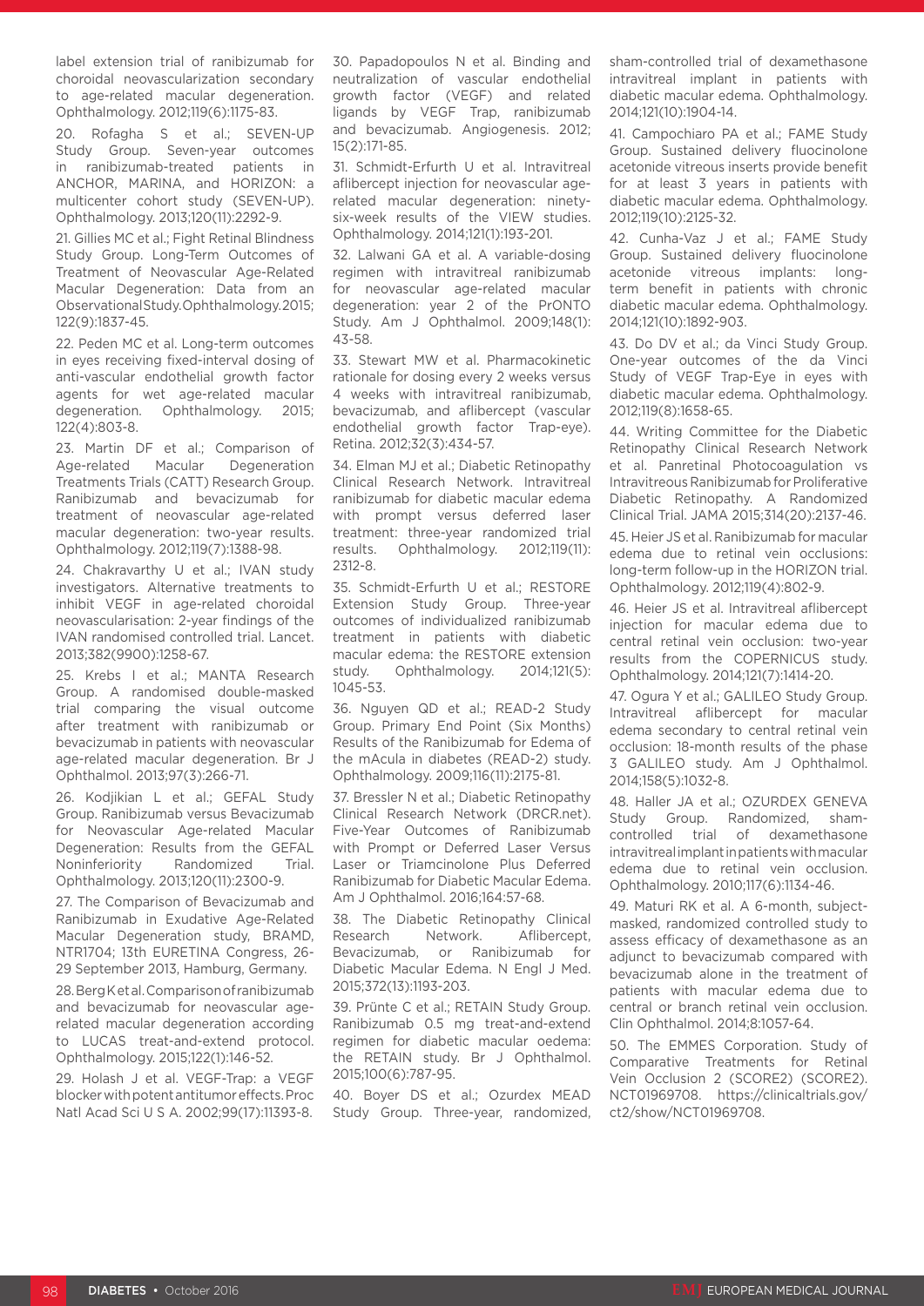label extension trial of ranibizumab for choroidal neovascularization secondary to age-related macular degeneration. Ophthalmology. 2012;119(6):1175-83.

20. Rofagha S et al.; SEVEN-UP Study Group. Seven-year outcomes in ranibizumab-treated patients in ANCHOR, MARINA, and HORIZON: a multicenter cohort study (SEVEN-UP). Ophthalmology. 2013;120(11):2292-9.

21. Gillies MC et al.; Fight Retinal Blindness Study Group. Long-Term Outcomes of Treatment of Neovascular Age-Related Macular Degeneration: Data from an Observational Study. Ophthalmology. 2015; 122(9):1837-45.

22. Peden MC et al. Long-term outcomes in eyes receiving fixed-interval dosing of anti-vascular endothelial growth factor agents for wet age-related macular degeneration. Ophthalmology. 2015; 122(4):803-8.

23. Martin DF et al.; Comparison of Age-related Macular Degeneration Treatments Trials (CATT) Research Group. Ranibizumab and bevacizumab for treatment of neovascular age-related macular degeneration: two-year results. Ophthalmology. 2012;119(7):1388-98.

24. Chakravarthy U et al.; IVAN study investigators. Alternative treatments to inhibit VEGF in age-related choroidal neovascularisation: 2-year findings of the IVAN randomised controlled trial. Lancet. 2013;382(9900):1258-67.

25. Krebs I et al.; MANTA Research Group. A randomised double-masked trial comparing the visual outcome after treatment with ranibizumab or bevacizumab in patients with neovascular age-related macular degeneration. Br J Ophthalmol. 2013;97(3):266-71.

26. Kodjikian L et al.; GEFAL Study Group. Ranibizumab versus Bevacizumab for Neovascular Age-related Macular Degeneration: Results from the GEFAL Noninferiority Randomized Trial. Ophthalmology. 2013;120(11):2300-9.

27. The Comparison of Bevacizumab and Ranibizumab in Exudative Age-Related Macular Degeneration study, BRAMD, NTR1704; 13th EURETINA Congress, 26-29 September 2013, Hamburg, Germany.

28. Berg K et al. Comparison of ranibizumab and bevacizumab for neovascular age-related macular degeneration according to LUCAS treat-and-extend protocol. Ophthalmology. 2015;122(1):146-52.

29. Holash J et al. VEGF-Trap: a VEGF blocker with potent antitumor effects. Proc Natl Acad Sci U S A. 2002;99(17):11393-8.

30. Papadopoulos N et al. Binding and neutralization of vascular endothelial growth factor (VEGF) and related ligands by VEGF Trap, ranibizumab and bevacizumab. Angiogenesis. 2012; 15(2):171-85.

31. Schmidt-Erfurth U et al. Intravitreal aflibercept injection for neovascular age-related macular degeneration: ninety-six-week results of the VIEW studies. Ophthalmology. 2014;121(1):193-201.

32. Lalwani GA et al. A variable-dosing regimen with intravitreal ranibizumab for neovascular age-related macular degeneration: year 2 of the PrONTO Study. Am J Ophthalmol. 2009;148(1): 43-58.

33. Stewart MW et al. Pharmacokinetic rationale for dosing every 2 weeks versus 4 weeks with intravitreal ranibizumab, bevacizumab, and aflibercept (vascular endothelial growth factor Trap-eye). Retina. 2012;32(3):434-57.

34. Elman MJ et al.; Diabetic Retinopathy Clinical Research Network. Intravitreal ranibizumab for diabetic macular edema with prompt versus deferred laser treatment: three-year randomized trial results. Ophthalmology. 2012;119(11): 2312-8.

35. Schmidt-Erfurth U et al.; RESTORE Extension Study Group. Three-year outcomes of individualized ranibizumab treatment in patients with diabetic macular edema: the RESTORE extension study. Ophthalmology. 2014;121(5): 1045-53.

36. Nguyen QD et al.; READ-2 Study Group. Primary End Point (Six Months) Results of the Ranibizumab for Edema of the mAcula in diabetes (READ-2) study. Ophthalmology. 2009;116(11):2175-81.

37. Bressler N et al.; Diabetic Retinopathy Clinical Research Network (DRCR.net). Five-Year Outcomes of Ranibizumab with Prompt or Deferred Laser Versus Laser or Triamcinolone Plus Deferred Ranibizumab for Diabetic Macular Edema. Am J Ophthalmol. 2016;164:57-68.

38. The Diabetic Retinopathy Clinical Research Network. Aflibercept, Bevacizumab, or Ranibizumab for Diabetic Macular Edema. N Engl J Med. 2015;372(13):1193-203.

39. Prünte C et al.; RETAIN Study Group. Ranibizumab 0.5 mg treat-and-extend regimen for diabetic macular oedema: the RETAIN study. Br J Ophthalmol. 2015;100(6):787-95.

40. Boyer DS et al.; Ozurdex MEAD Study Group. Three-year, randomized, sham-controlled trial of dexamethasone intravitreal implant in patients with diabetic macular edema. Ophthalmology. 2014;121(10):1904-14.

41. Campochiaro PA et al.; FAME Study Group. Sustained delivery fluocinolone acetonide vitreous inserts provide benefit for at least 3 years in patients with diabetic macular edema. Ophthalmology. 2012;119(10):2125-32.

42. Cunha-Vaz J et al.; FAME Study Group. Sustained delivery fluocinolone acetonide vitreous implants: long-term benefit in patients with chronic diabetic macular edema. Ophthalmology. 2014;121(10):1892-903.

43. Do DV et al.; da Vinci Study Group. One-year outcomes of the da Vinci Study of VEGF Trap-Eye in eyes with diabetic macular edema. Ophthalmology. 2012;119(8):1658-65.

44. Writing Committee for the Diabetic Retinopathy Clinical Research Network et al. Panretinal Photocoagulation vs Intravitreous Ranibizumab for Proliferative Diabetic Retinopathy. A Randomized Clinical Trial. JAMA 2015;314(20):2137-46.

45. Heier JS et al. Ranibizumab for macular edema due to retinal vein occlusions: long-term follow-up in the HORIZON trial. Ophthalmology. 2012;119(4):802-9.

46. Heier JS et al. Intravitreal aflibercept injection for macular edema due to central retinal vein occlusion: two-year results from the COPERNICUS study. Ophthalmology. 2014;121(7):1414-20.

47. Ogura Y et al.; GALILEO Study Group. Intravitreal aflibercept for macular edema secondary to central retinal vein occlusion: 18-month results of the phase 3 GALILEO study. Am J Ophthalmol. 2014;158(5):1032-8.

48. Haller JA et al.; OZURDEX GENEVA Study Group. Randomized, sham-controlled trial of dexamethasone intravitreal implant in patients with macular edema due to retinal vein occlusion. Ophthalmology. 2010;117(6):1134-46.

49. Maturi RK et al. A 6-month, subject-masked, randomized controlled study to assess efficacy of dexamethasone as an adjunct to bevacizumab compared with bevacizumab alone in the treatment of patients with macular edema due to central or branch retinal vein occlusion. Clin Ophthalmol. 2014;8:1057-64.

50. The EMMES Corporation. Study of Comparative Treatments for Retinal Vein Occlusion 2 (SCORE2) (SCORE2). NCT01969708. https://clinicaltrials.gov/ct2/show/NCT01969708.